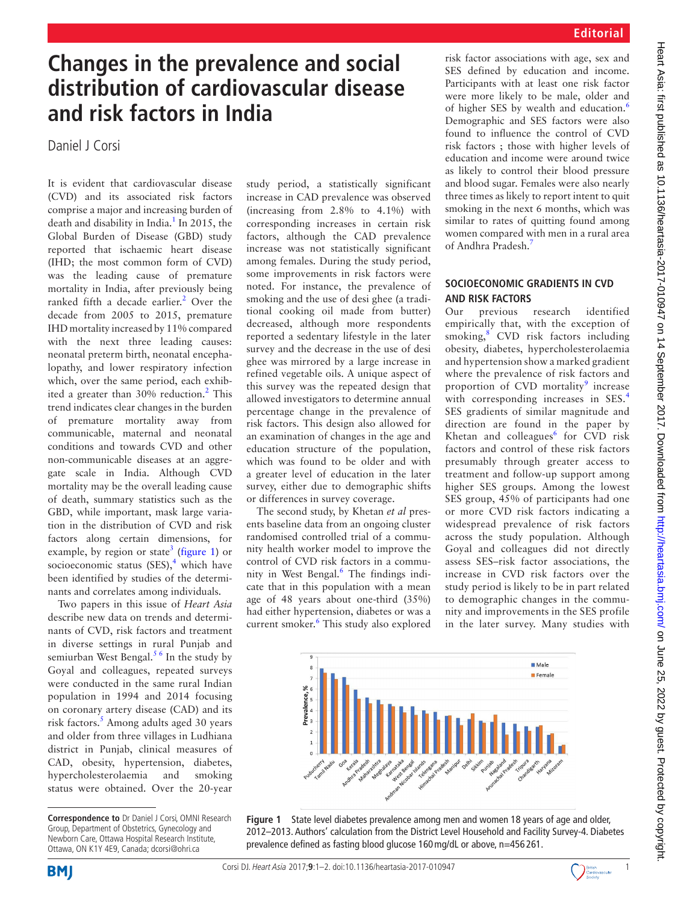# Changes in the prevalence and social distribution of cardiovascular disease and risk factors in India

Daniel J Corsi

It is evident that cardiovascular disease (CVD) and its associated risk factors comprise a major and increasing burden of death and disability in India.[1] In 2015, the Global Burden of Disease (GBD) study reported that ischaemic heart disease (IHD; the most common form of CVD) was the leading cause of premature mortality in India, after previously being ranked fifth a decade earlier.[2] Over the decade from 2005 to 2015, premature IHD mortality increased by 11% compared with the next three leading causes: neonatal preterm birth, neonatal encephalopathy, and lower respiratory infection which, over the same period, each exhibited a greater than 30% reduction.[2] This trend indicates clear changes in the burden of premature mortality away from communicable, maternal and neonatal conditions and towards CVD and other non-communicable diseases at an aggregate scale in India. Although CVD mortality may be the overall leading cause of death, summary statistics such as the GBD, while important, mask large variation in the distribution of CVD and risk factors along certain dimensions, for example, by region or state[3] (figure 1) or socioeconomic status (SES),[4] which have been identified by studies of the determinants and correlates among individuals.

Two papers in this issue of *Heart Asia* describe new data on trends and determinants of CVD, risk factors and treatment in diverse settings in rural Punjab and semiurban West Bengal.[5 6] In the study by Goyal and colleagues, repeated surveys were conducted in the same rural Indian population in 1994 and 2014 focusing on coronary artery disease (CAD) and its risk factors.[5] Among adults aged 30 years and older from three villages in Ludhiana district in Punjab, clinical measures of CAD, obesity, hypertension, diabetes, hypercholesterolaemia and smoking status were obtained. Over the 20-year study period, a statistically significant increase in CAD prevalence was observed (increasing from 2.8% to 4.1%) with corresponding increases in certain risk factors, although the CAD prevalence increase was not statistically significant among females. During the study period, some improvements in risk factors were noted. For instance, the prevalence of smoking and the use of desi ghee (a traditional cooking oil made from butter) decreased, although more respondents reported a sedentary lifestyle in the later survey and the decrease in the use of desi ghee was mirrored by a large increase in refined vegetable oils. A unique aspect of this survey was the repeated design that allowed investigators to determine annual percentage change in the prevalence of risk factors. This design also allowed for an examination of changes in the age and education structure of the population, which was found to be older and with a greater level of education in the later survey, either due to demographic shifts or differences in survey coverage.

The second study, by Khetan *et al* presents baseline data from an ongoing cluster randomised controlled trial of a community health worker model to improve the control of CVD risk factors in a community in West Bengal.[6] The findings indicate that in this population with a mean age of 48 years about one-third (35%) had either hypertension, diabetes or was a current smoker.[6] This study also explored risk factor associations with age, sex and SES defined by education and income. Participants with at least one risk factor were more likely to be male, older and of higher SES by wealth and education.[6] Demographic and SES factors were also found to influence the control of CVD risk factors ; those with higher levels of education and income were around twice as likely to control their blood pressure and blood sugar. Females were also nearly three times as likely to report intent to quit smoking in the next 6 months, which was similar to rates of quitting found among women compared with men in a rural area of Andhra Pradesh.[7]

## SOCIOECONOMIC GRADIENTS IN CVD AND RISK FACTORS

Our previous research identified empirically that, with the exception of smoking,[8] CVD risk factors including obesity, diabetes, hypercholesterolaemia and hypertension show a marked gradient where the prevalence of risk factors and proportion of CVD mortality[9] increase with corresponding increases in SES.[4] SES gradients of similar magnitude and direction are found in the paper by Khetan and colleagues[6] for CVD risk factors and control of these risk factors presumably through greater access to treatment and follow-up support among higher SES groups. Among the lowest SES group, 45% of participants had one or more CVD risk factors indicating a widespread prevalence of risk factors across the study population. Although Goyal and colleagues did not directly assess SES–risk factor associations, the increase in CVD risk factors over the study period is likely to be in part related to demographic changes in the community and improvements in the SES profile in the later survey. Many studies with

Figure 1 State level diabetes prevalence among men and women 18 years of age and older, 2012–2013. Authors' calculation from the District Level Household and Facility Survey-4. Diabetes prevalence defined as fasting blood glucose 160 mg/dL or above, n=456 261.

**Correspondence to** Dr Daniel J Corsi, OMNI Research Group, Department of Obstetrics, Gynecology and Newborn Care, Ottawa Hospital Research Institute, Ottawa, ON K1Y 4E9, Canada; dcorsi@ohri.ca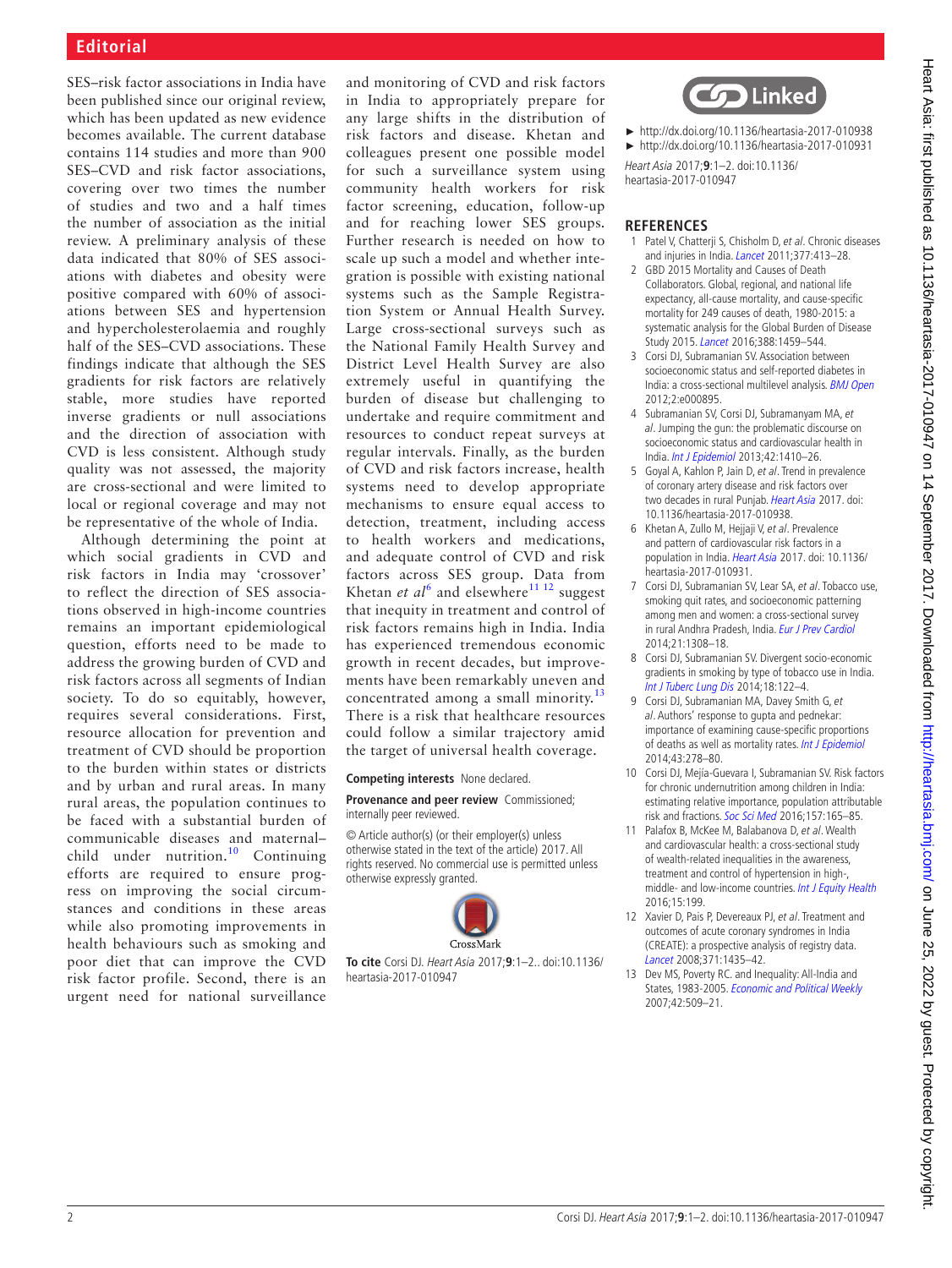SES–risk factor associations in India have been published since our original review, which has been updated as new evidence becomes available. The current database contains 114 studies and more than 900 SES–CVD and risk factor associations, covering over two times the number of studies and two and a half times the number of association as the initial review. A preliminary analysis of these data indicated that 80% of SES associations with diabetes and obesity were positive compared with 60% of associations between SES and hypertension and hypercholesterolaemia and roughly half of the SES–CVD associations. These findings indicate that although the SES gradients for risk factors are relatively stable, more studies have reported inverse gradients or null associations and the direction of association with CVD is less consistent. Although study quality was not assessed, the majority are cross-sectional and were limited to local or regional coverage and may not be representative of the whole of India.

Although determining the point at which social gradients in CVD and risk factors in India may 'crossover' to reflect the direction of SES associations observed in high-income countries remains an important epidemiological question, efforts need to be made to address the growing burden of CVD and risk factors across all segments of Indian society. To do so equitably, however, requires several considerations. First, resource allocation for prevention and treatment of CVD should be proportion to the burden within states or districts and by urban and rural areas. In many rural areas, the population continues to be faced with a substantial burden of communicable diseases and maternal–child under nutrition.[10] Continuing efforts are required to ensure progress on improving the social circumstances and conditions in these areas while also promoting improvements in health behaviours such as smoking and poor diet that can improve the CVD risk factor profile. Second, there is an urgent need for national surveillance and monitoring of CVD and risk factors in India to appropriately prepare for any large shifts in the distribution of risk factors and disease. Khetan and colleagues present one possible model for such a surveillance system using community health workers for risk factor screening, education, follow-up and for reaching lower SES groups. Further research is needed on how to scale up such a model and whether integration is possible with existing national systems such as the Sample Registration System or Annual Health Survey. Large cross-sectional surveys such as the National Family Health Survey and District Level Health Survey are also extremely useful in quantifying the burden of disease but challenging to undertake and require commitment and resources to conduct repeat surveys at regular intervals. Finally, as the burden of CVD and risk factors increase, health systems need to develop appropriate mechanisms to ensure equal access to detection, treatment, including access to health workers and medications, and adequate control of CVD and risk factors across SES group. Data from Khetan *et al*[6] and elsewhere[11,12] suggest that inequity in treatment and control of risk factors remains high in India. India has experienced tremendous economic growth in recent decades, but improvements have been remarkably uneven and concentrated among a small minority.[13] There is a risk that healthcare resources could follow a similar trajectory amid the target of universal health coverage.

**Competing interests** None declared.

**Provenance and peer review** Commissioned; internally peer reviewed.

© Article author(s) (or their employer(s) unless otherwise stated in the text of the article) 2017. All rights reserved. No commercial use is permitted unless otherwise expressly granted.

**To cite** Corsi DJ. *Heart Asia* 2017;**9**:1–2.. doi:10.1136/heartasia-2017-010947

Linked

- http://dx.doi.org/10.1136/heartasia-2017-010938
- http://dx.doi.org/10.1136/heartasia-2017-010931

*Heart Asia* 2017;**9**:1–2. doi:10.1136/heartasia-2017-010947

## REFERENCES

1. Patel V, Chatterji S, Chisholm D, *et al*. Chronic diseases and injuries in India. *Lancet* 2011;377:413–28.
2. GBD 2015 Mortality and Causes of Death Collaborators. Global, regional, and national life expectancy, all-cause mortality, and cause-specific mortality for 249 causes of death, 1980-2015: a systematic analysis for the Global Burden of Disease Study 2015. *Lancet* 2016;388:1459–544.
3. Corsi DJ, Subramanian SV. Association between socioeconomic status and self-reported diabetes in India: a cross-sectional multilevel analysis. *BMJ Open* 2012;2:e000895.
4. Subramanian SV, Corsi DJ, Subramanyam MA, *et al*. Jumping the gun: the problematic discourse on socioeconomic status and cardiovascular health in India. *Int J Epidemiol* 2013;42:1410–26.
5. Goyal A, Kahlon P, Jain D, *et al*. Trend in prevalence of coronary artery disease and risk factors over two decades in rural Punjab. *Heart Asia* 2017. doi: 10.1136/heartasia-2017-010938.
6. Khetan A, Zullo M, Hejjaji V, *et al*. Prevalence and pattern of cardiovascular risk factors in a population in India. *Heart Asia* 2017. doi: 10.1136/heartasia-2017-010931.
7. Corsi DJ, Subramanian SV, Lear SA, *et al*. Tobacco use, smoking quit rates, and socioeconomic patterning among men and women: a cross-sectional survey in rural Andhra Pradesh, India. *Eur J Prev Cardiol* 2014;21:1308–18.
8. Corsi DJ, Subramanian SV. Divergent socio-economic gradients in smoking by type of tobacco use in India. *Int J Tuberc Lung Dis* 2014;18:122–4.
9. Corsi DJ, Subramanian MA, Davey Smith G, *et al*. Authors' response to gupta and pednekar: importance of examining cause-specific proportions of deaths as well as mortality rates. *Int J Epidemiol* 2014;43:278–80.
10. Corsi DJ, Mejía-Guevara I, Subramanian SV. Risk factors for chronic undernutrition among children in India: estimating relative importance, population attributable risk and fractions. *Soc Sci Med* 2016;157:165–85.
11. Palafox B, McKee M, Balabanova D, *et al*. Wealth and cardiovascular health: a cross-sectional study of wealth-related inequalities in the awareness, treatment and control of hypertension in high-, middle- and low-income countries. *Int J Equity Health* 2016;15:199.
12. Xavier D, Pais P, Devereaux PJ, *et al*. Treatment and outcomes of acute coronary syndromes in India (CREATE): a prospective analysis of registry data. *Lancet* 2008;371:1435–42.
13. Dev MS, Poverty RC. and Inequality: All-India and States, 1983-2005. *Economic and Political Weekly* 2007;42:509–21.